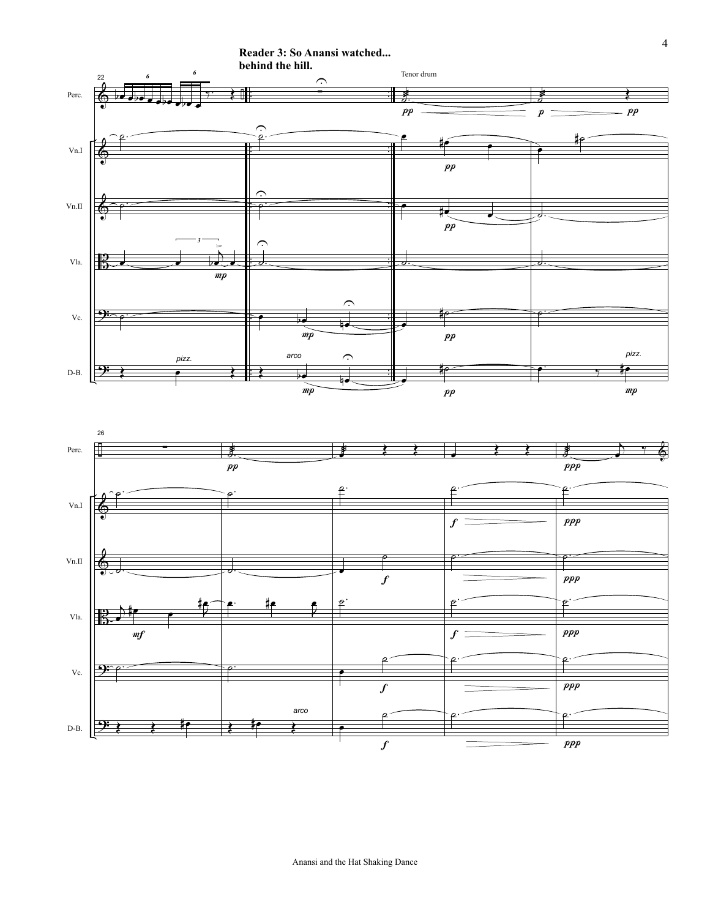**Reader 3: So Anansi watched... behind the hill.**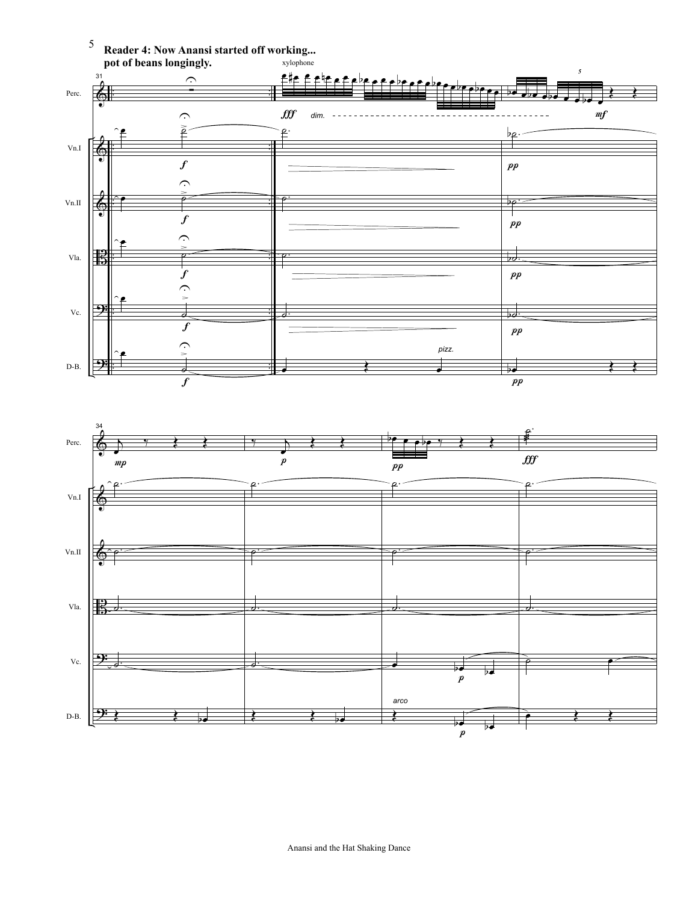**Reader 4: Now Anansi started off working...**
**pot of beans longingly.**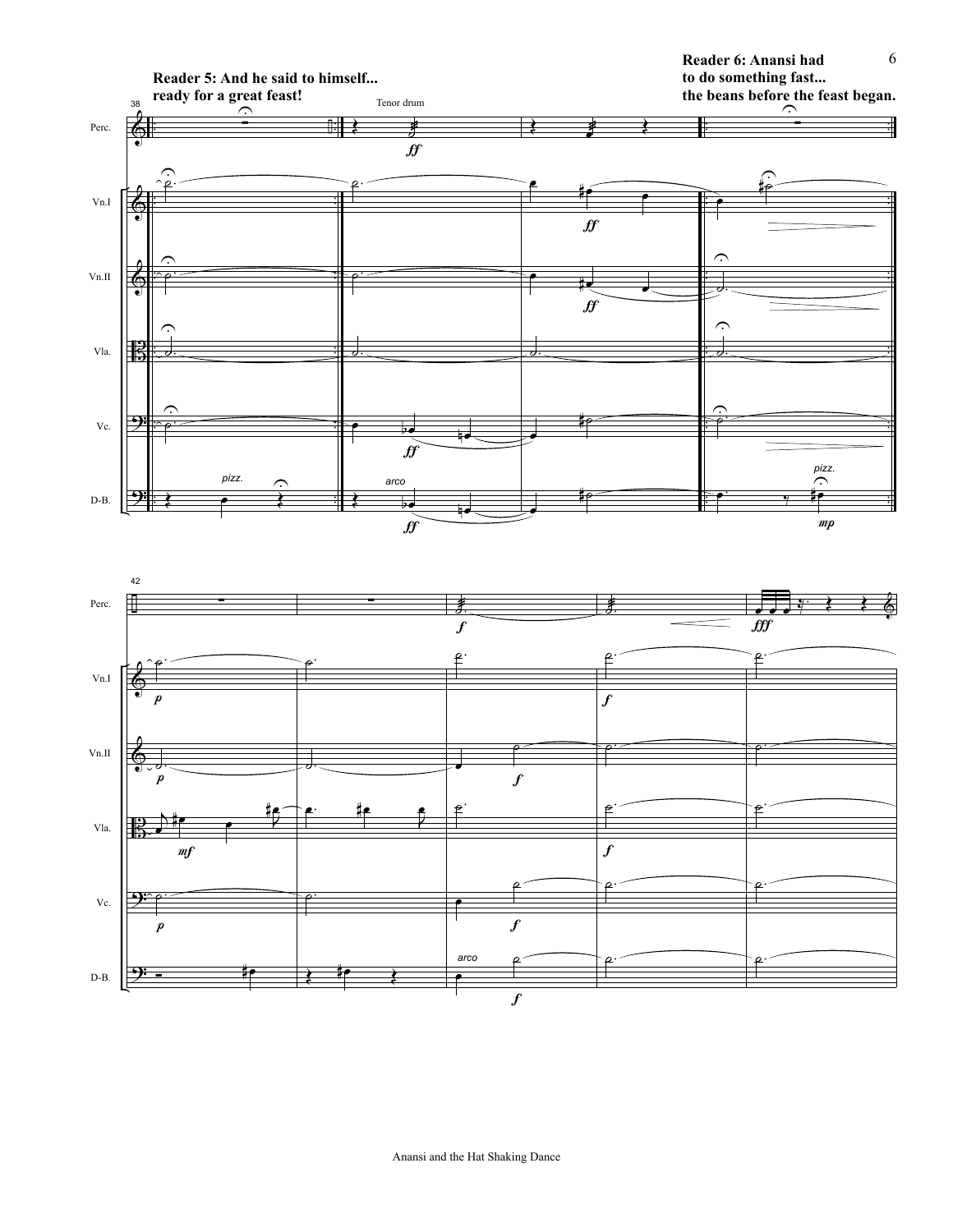Reader 5: And he said to himself... ready for a great feast!

Reader 6: Anansi had to do something fast... the beans before the feast began.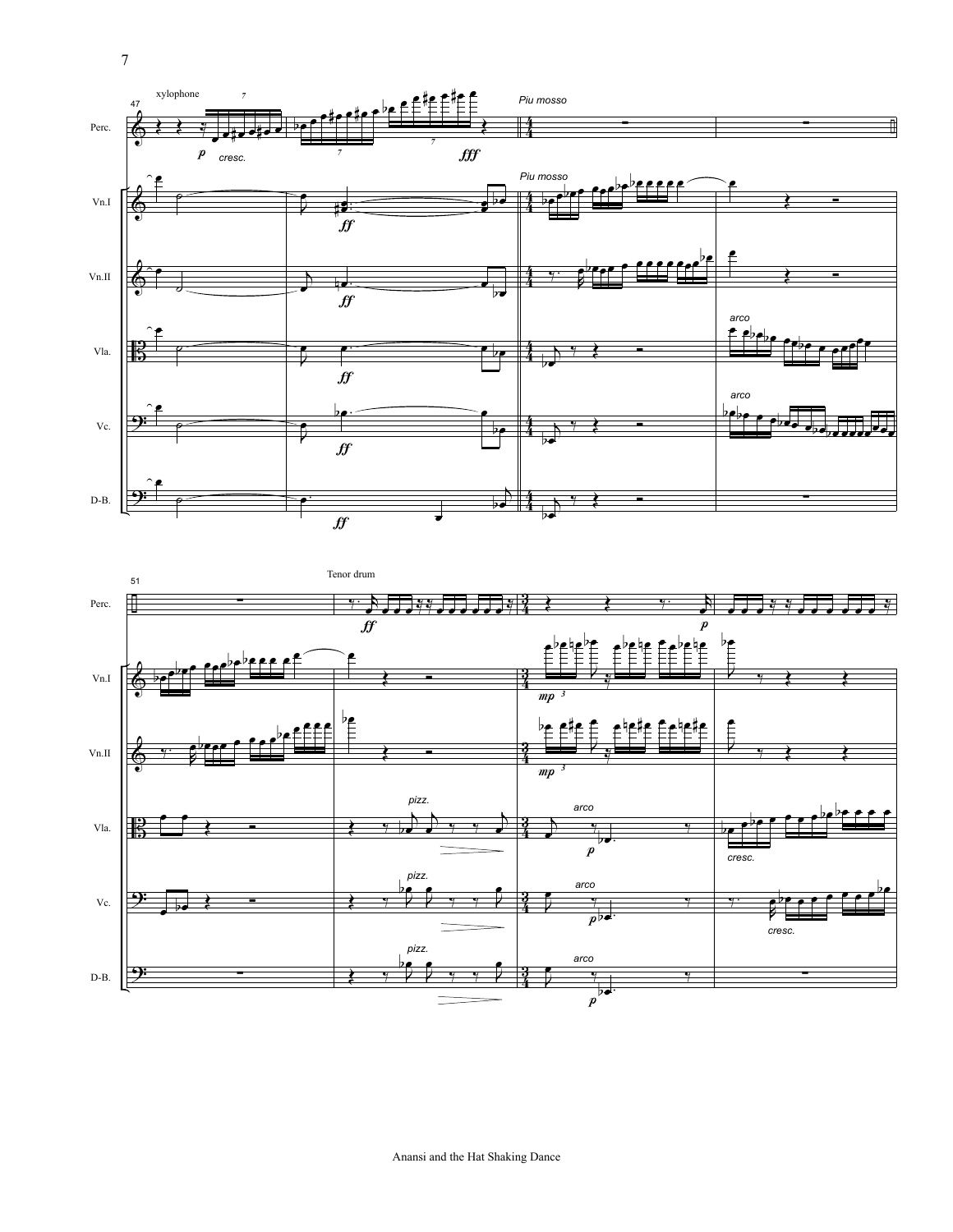xylophone

Piu mosso

Perc.

Vn.I

Vn.II

Vla.

Vc.

D-B.

*p* *cresc.* *fff*

*ff*

arco

Tenor drum

pizz.

*mp*

*p*

*cresc.*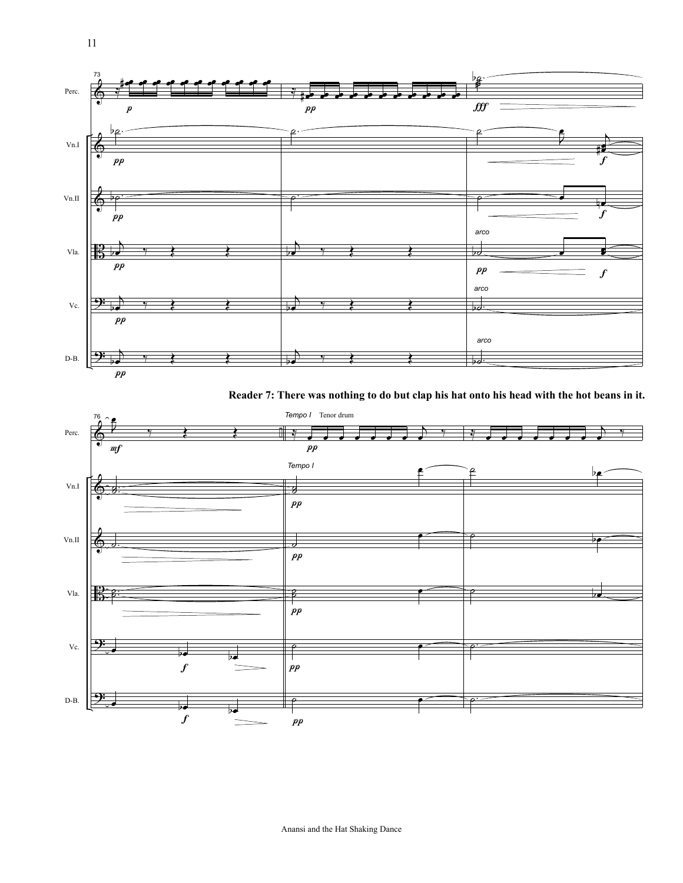**Reader 7: There was nothing to do but clap his hat onto his head with the hot beans in it.**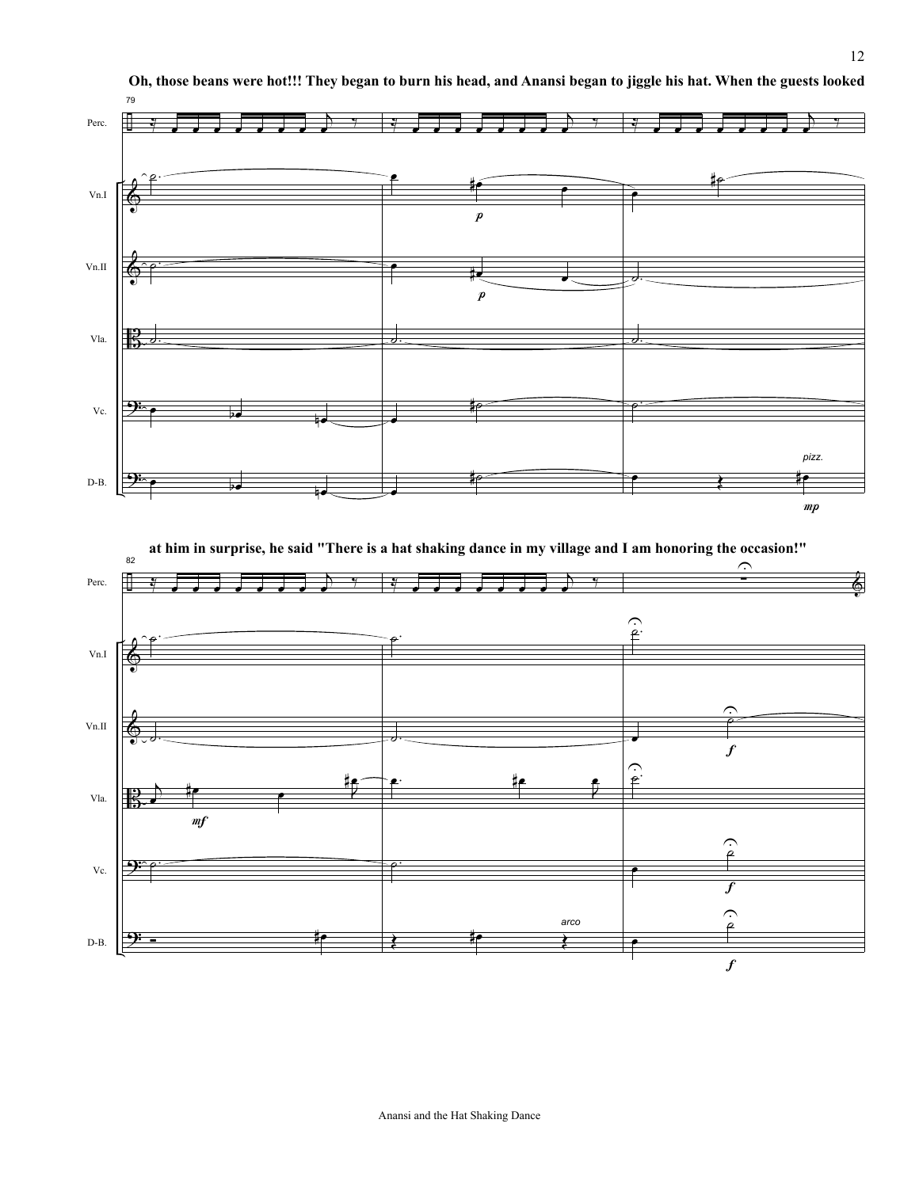**Oh, those beans were hot!!! They began to burn his head, and Anansi began to jiggle his hat. When the guests looked**

**at him in surprise, he said "There is a hat shaking dance in my village and I am honoring the occasion!"**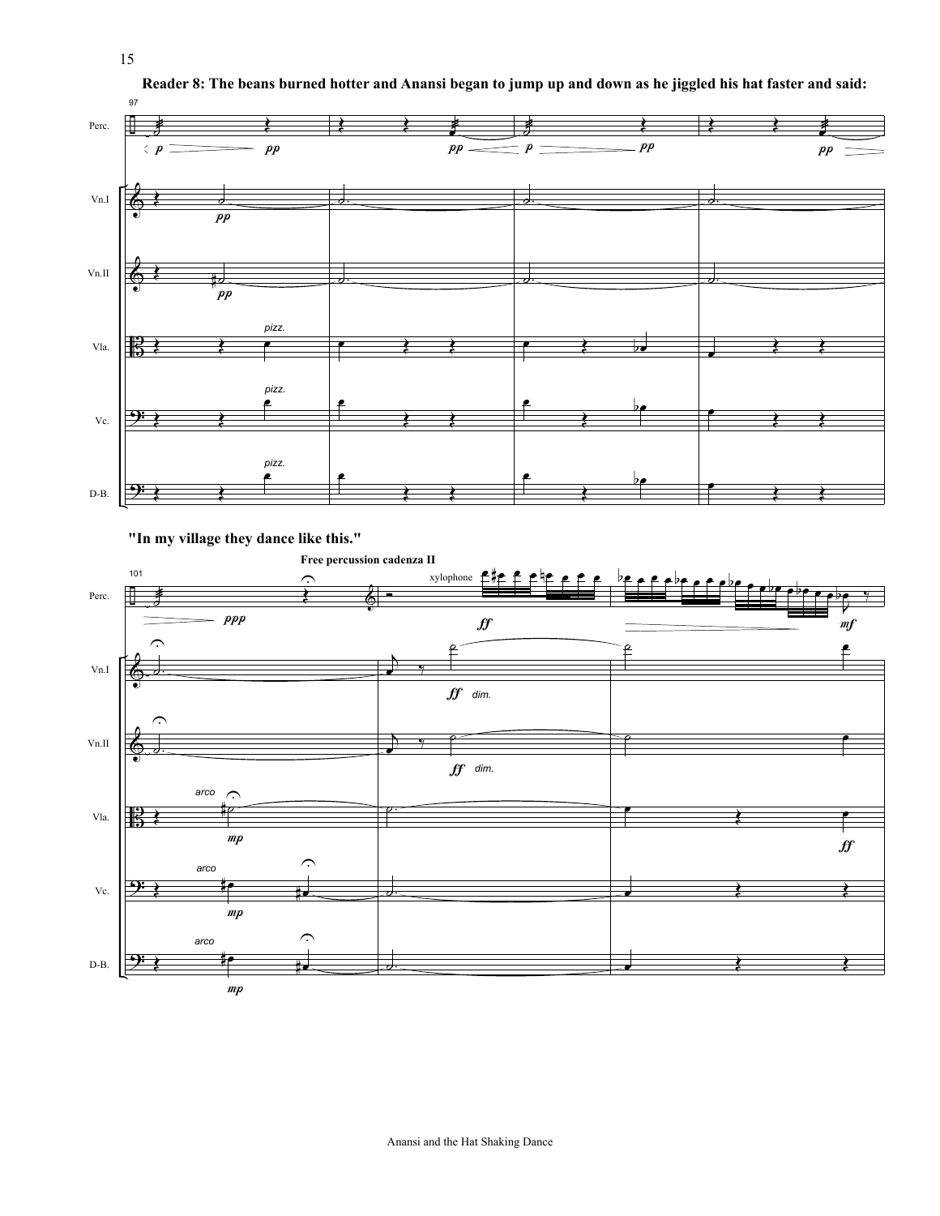**Reader 8: The beans burned hotter and Anansi began to jump up and down as he jiggled his hat faster and said:**

**"In my village they dance like this."**

**Free percussion cadenza II**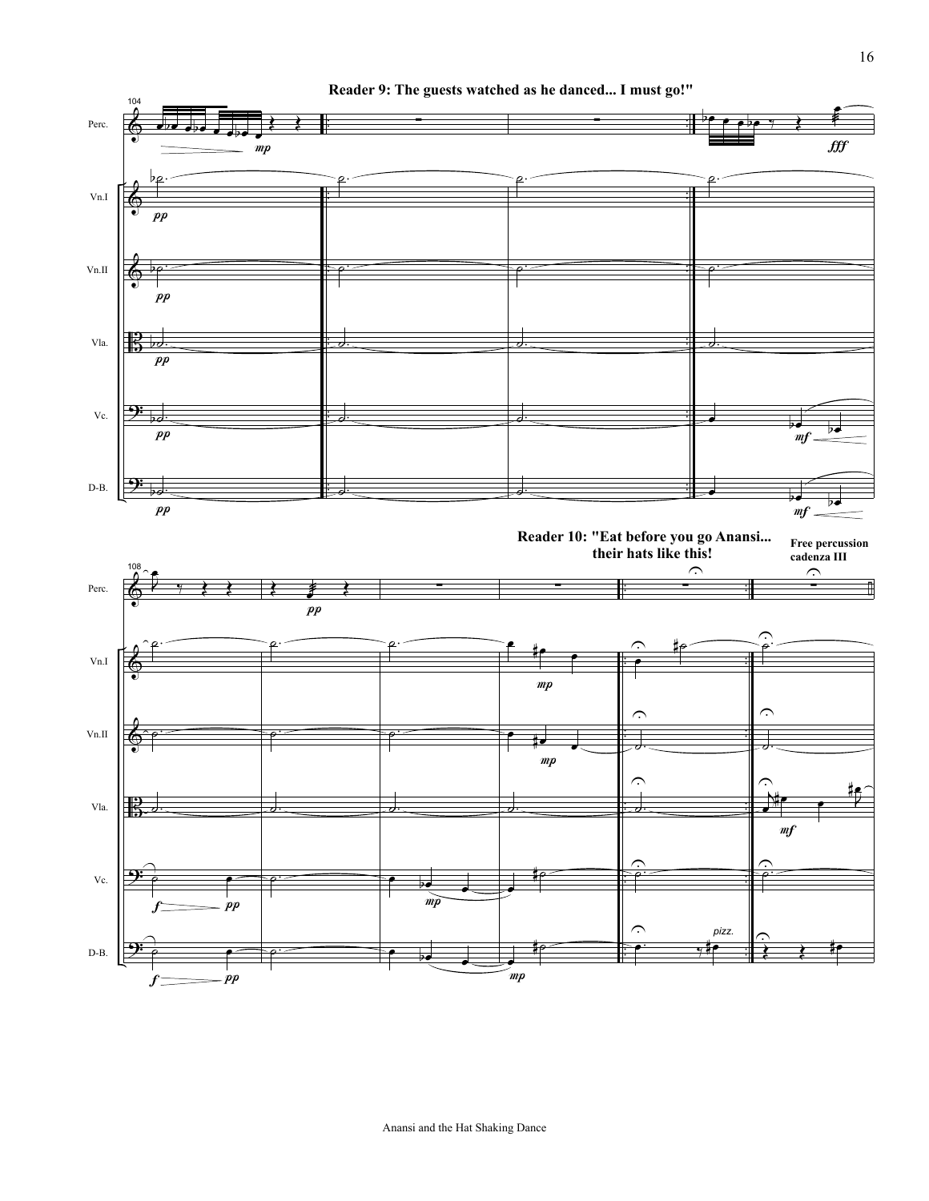**Reader 9: The guests watched as he danced... I must go!"**

**Reader 10: "Eat before you go Anansi... their hats like this!**

**Free percussion cadenza III**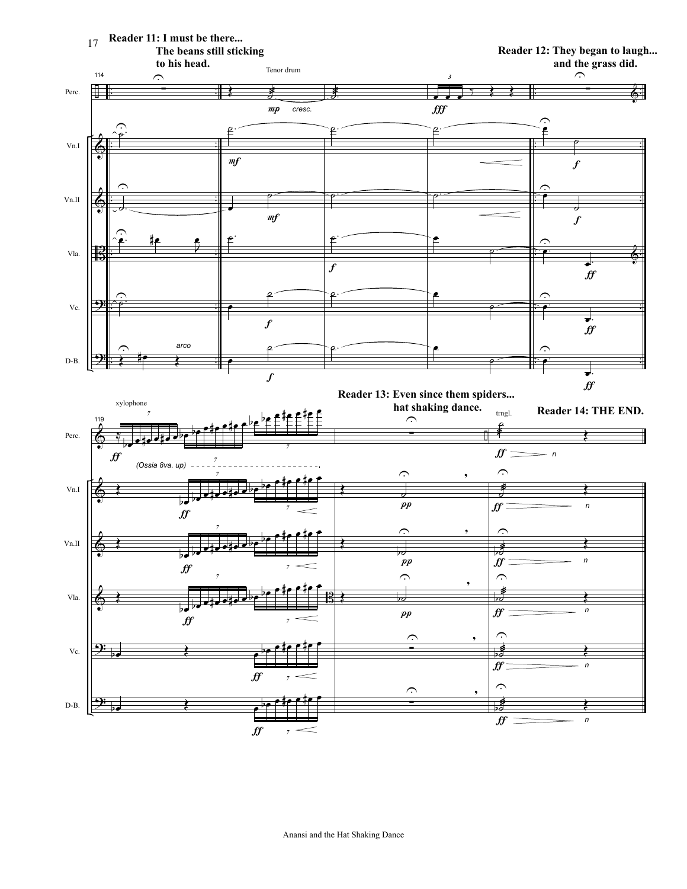**Reader 11: I must be there... The beans still sticking to his head.**

**Reader 12: They began to laugh... and the grass did.**

**Reader 13: Even since them spiders... hat shaking dance.**

**Reader 14: THE END.**